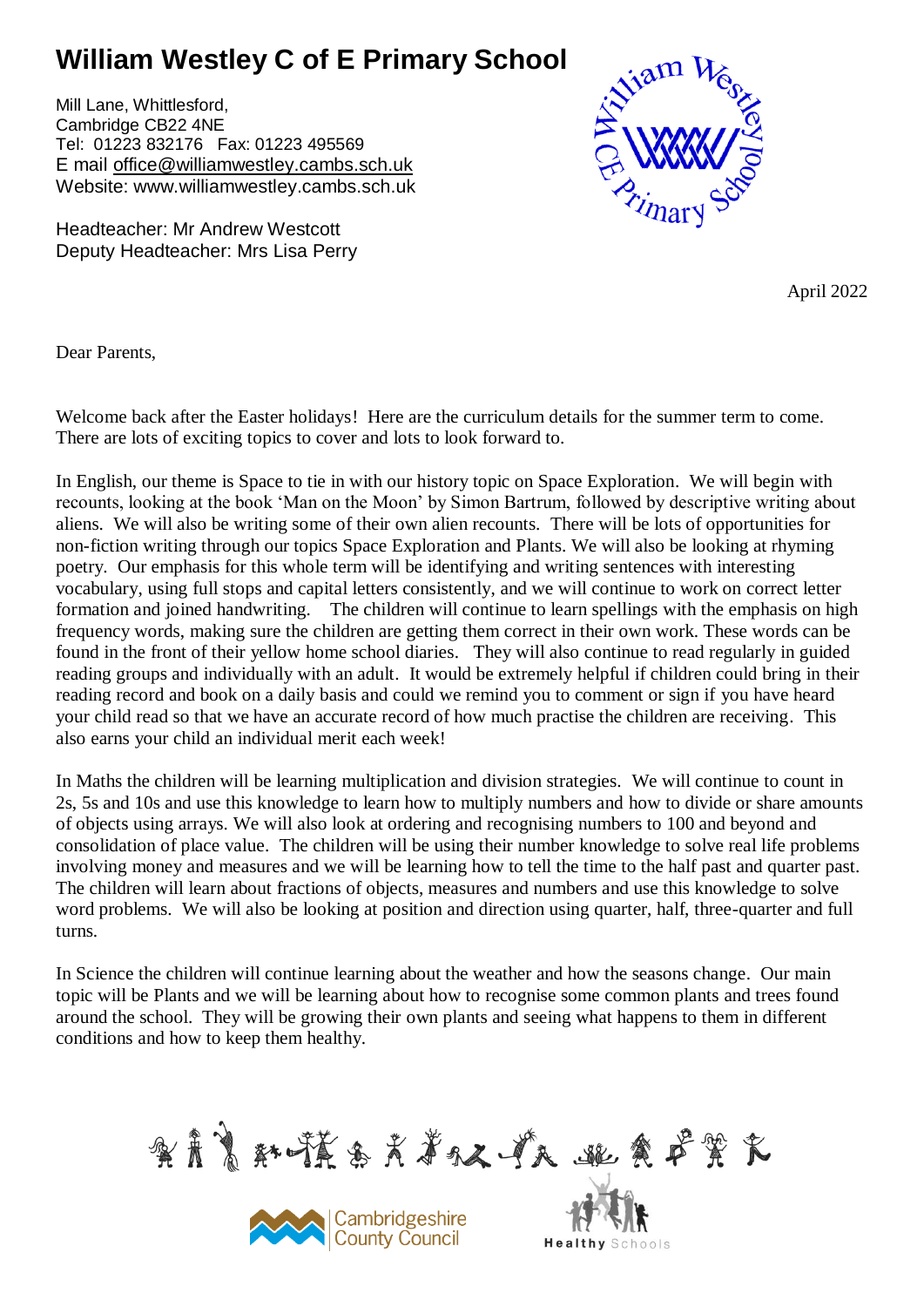# William Westley C of E Primary School

Mill Lane, Whittlesford,
Cambridge CB22 4NE
Tel: 01223 832176 Fax: 01223 495569
E mail office@williamwestley.cambs.sch.uk
Website: www.williamwestley.cambs.sch.uk

Headteacher: Mr Andrew Westcott
Deputy Headteacher: Mrs Lisa Perry

April 2022

Dear Parents,

Welcome back after the Easter holidays! Here are the curriculum details for the summer term to come. There are lots of exciting topics to cover and lots to look forward to.

In English, our theme is Space to tie in with our history topic on Space Exploration. We will begin with recounts, looking at the book 'Man on the Moon' by Simon Bartrum, followed by descriptive writing about aliens. We will also be writing some of their own alien recounts. There will be lots of opportunities for non-fiction writing through our topics Space Exploration and Plants. We will also be looking at rhyming poetry. Our emphasis for this whole term will be identifying and writing sentences with interesting vocabulary, using full stops and capital letters consistently, and we will continue to work on correct letter formation and joined handwriting. The children will continue to learn spellings with the emphasis on high frequency words, making sure the children are getting them correct in their own work. These words can be found in the front of their yellow home school diaries. They will also continue to read regularly in guided reading groups and individually with an adult. It would be extremely helpful if children could bring in their reading record and book on a daily basis and could we remind you to comment or sign if you have heard your child read so that we have an accurate record of how much practise the children are receiving. This also earns your child an individual merit each week!

In Maths the children will be learning multiplication and division strategies. We will continue to count in 2s, 5s and 10s and use this knowledge to learn how to multiply numbers and how to divide or share amounts of objects using arrays. We will also look at ordering and recognising numbers to 100 and beyond and consolidation of place value. The children will be using their number knowledge to solve real life problems involving money and measures and we will be learning how to tell the time to the half past and quarter past. The children will learn about fractions of objects, measures and numbers and use this knowledge to solve word problems. We will also be looking at position and direction using quarter, half, three-quarter and full turns.

In Science the children will continue learning about the weather and how the seasons change. Our main topic will be Plants and we will be learning about how to recognise some common plants and trees found around the school. They will be growing their own plants and seeing what happens to them in different conditions and how to keep them healthy.

Cambridgeshire County Council

Healthy Schools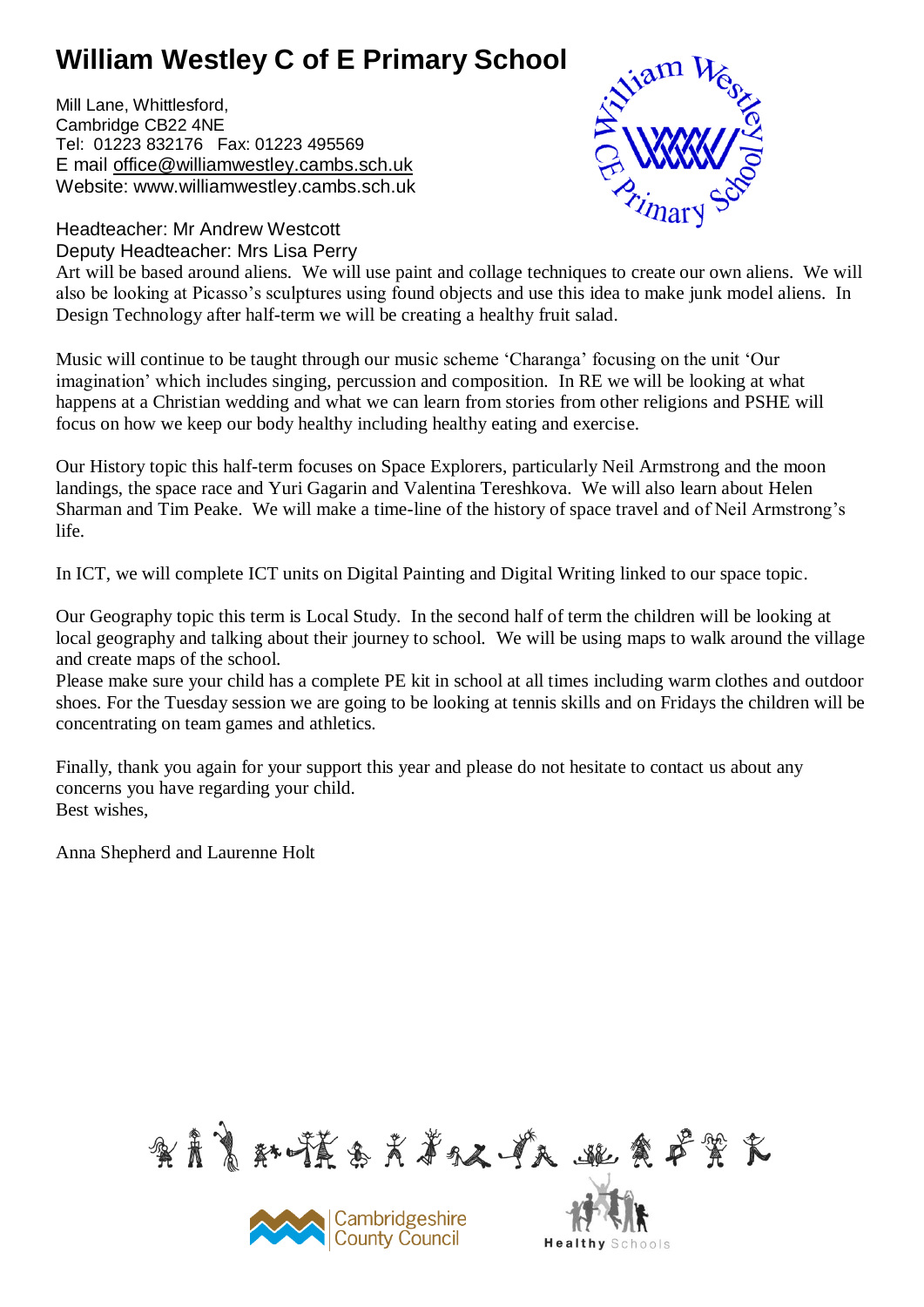# William Westley C of E Primary School

Mill Lane, Whittlesford,
Cambridge CB22 4NE
Tel: 01223 832176 Fax: 01223 495569
E mail office@williamwestley.cambs.sch.uk
Website: www.williamwestley.cambs.sch.uk

Headteacher: Mr Andrew Westcott
Deputy Headteacher: Mrs Lisa Perry

Art will be based around aliens. We will use paint and collage techniques to create our own aliens. We will also be looking at Picasso's sculptures using found objects and use this idea to make junk model aliens. In Design Technology after half-term we will be creating a healthy fruit salad.

Music will continue to be taught through our music scheme 'Charanga' focusing on the unit 'Our imagination' which includes singing, percussion and composition. In RE we will be looking at what happens at a Christian wedding and what we can learn from stories from other religions and PSHE will focus on how we keep our body healthy including healthy eating and exercise.

Our History topic this half-term focuses on Space Explorers, particularly Neil Armstrong and the moon landings, the space race and Yuri Gagarin and Valentina Tereshkova. We will also learn about Helen Sharman and Tim Peake. We will make a time-line of the history of space travel and of Neil Armstrong's life.

In ICT, we will complete ICT units on Digital Painting and Digital Writing linked to our space topic.

Our Geography topic this term is Local Study. In the second half of term the children will be looking at local geography and talking about their journey to school. We will be using maps to walk around the village and create maps of the school.

Please make sure your child has a complete PE kit in school at all times including warm clothes and outdoor shoes. For the Tuesday session we are going to be looking at tennis skills and on Fridays the children will be concentrating on team games and athletics.

Finally, thank you again for your support this year and please do not hesitate to contact us about any concerns you have regarding your child.

Best wishes,

Anna Shepherd and Laurenne Holt

Cambridgeshire County Council

Healthy Schools